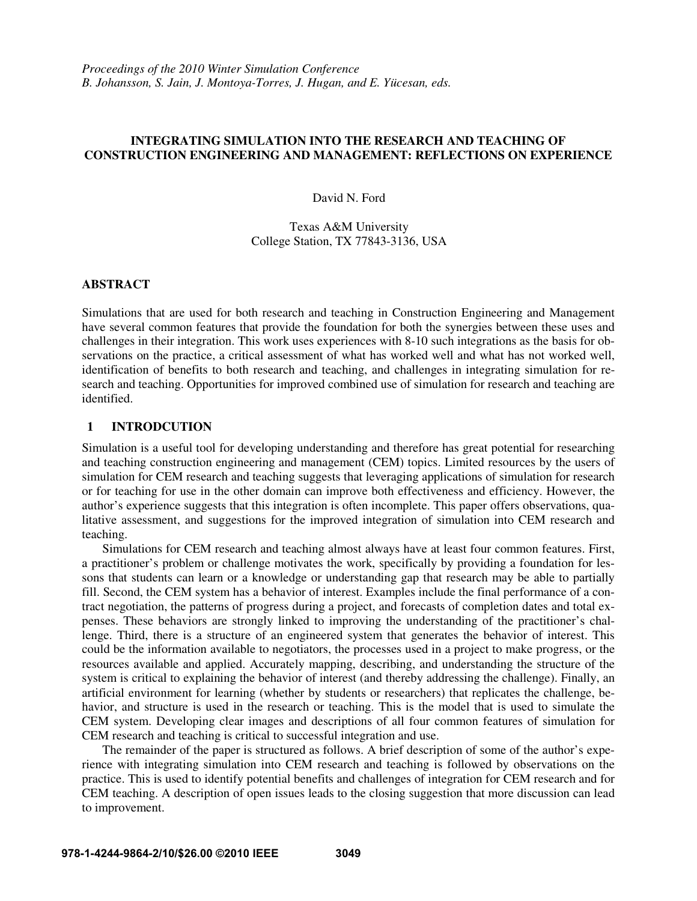*Proceedings of the 2010 Winter Simulation Conference*
*B. Johansson, S. Jain, J. Montoya-Torres, J. Hugan, and E. Yücesan, eds.*

# INTEGRATING SIMULATION INTO THE RESEARCH AND TEACHING OF CONSTRUCTION ENGINEERING AND MANAGEMENT: REFLECTIONS ON EXPERIENCE

David N. Ford

Texas A&M University
College Station, TX 77843-3136, USA

## ABSTRACT

Simulations that are used for both research and teaching in Construction Engineering and Management have several common features that provide the foundation for both the synergies between these uses and challenges in their integration. This work uses experiences with 8-10 such integrations as the basis for observations on the practice, a critical assessment of what has worked well and what has not worked well, identification of benefits to both research and teaching, and challenges in integrating simulation for research and teaching. Opportunities for improved combined use of simulation for research and teaching are identified.

## 1 INTRODCUTION

Simulation is a useful tool for developing understanding and therefore has great potential for researching and teaching construction engineering and management (CEM) topics. Limited resources by the users of simulation for CEM research and teaching suggests that leveraging applications of simulation for research or for teaching for use in the other domain can improve both effectiveness and efficiency. However, the author's experience suggests that this integration is often incomplete. This paper offers observations, qualitative assessment, and suggestions for the improved integration of simulation into CEM research and teaching.

Simulations for CEM research and teaching almost always have at least four common features. First, a practitioner's problem or challenge motivates the work, specifically by providing a foundation for lessons that students can learn or a knowledge or understanding gap that research may be able to partially fill. Second, the CEM system has a behavior of interest. Examples include the final performance of a contract negotiation, the patterns of progress during a project, and forecasts of completion dates and total expenses. These behaviors are strongly linked to improving the understanding of the practitioner's challenge. Third, there is a structure of an engineered system that generates the behavior of interest. This could be the information available to negotiators, the processes used in a project to make progress, or the resources available and applied. Accurately mapping, describing, and understanding the structure of the system is critical to explaining the behavior of interest (and thereby addressing the challenge). Finally, an artificial environment for learning (whether by students or researchers) that replicates the challenge, behavior, and structure is used in the research or teaching. This is the model that is used to simulate the CEM system. Developing clear images and descriptions of all four common features of simulation for CEM research and teaching is critical to successful integration and use.

The remainder of the paper is structured as follows. A brief description of some of the author's experience with integrating simulation into CEM research and teaching is followed by observations on the practice. This is used to identify potential benefits and challenges of integration for CEM research and for CEM teaching. A description of open issues leads to the closing suggestion that more discussion can lead to improvement.

978-1-4244-9864-2/10/$26.00 ©2010 IEEE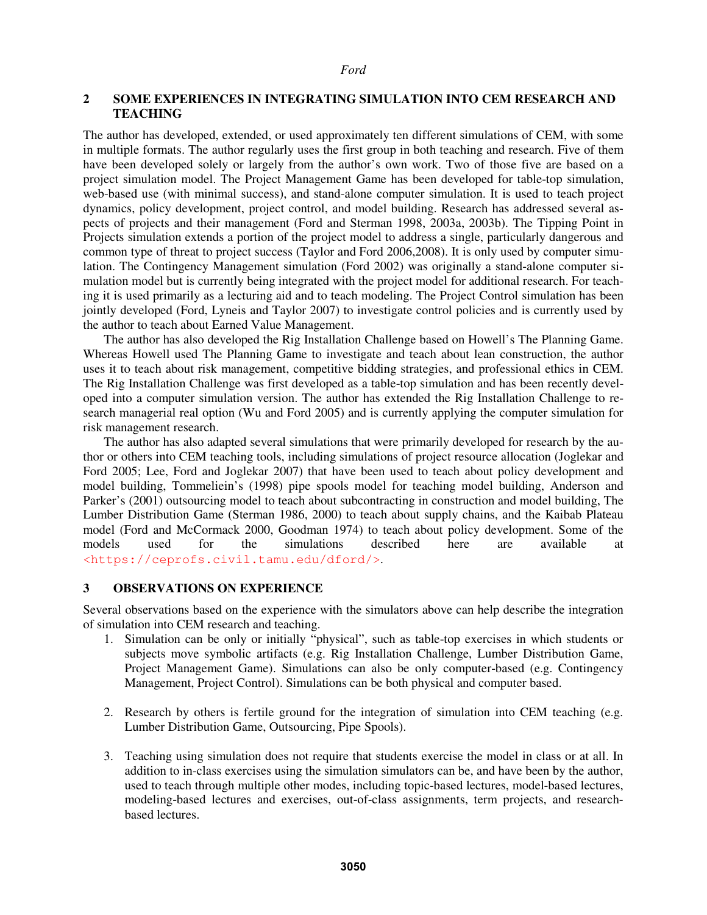## 2 SOME EXPERIENCES IN INTEGRATING SIMULATION INTO CEM RESEARCH AND TEACHING

The author has developed, extended, or used approximately ten different simulations of CEM, with some in multiple formats. The author regularly uses the first group in both teaching and research. Five of them have been developed solely or largely from the author's own work. Two of those five are based on a project simulation model. The Project Management Game has been developed for table-top simulation, web-based use (with minimal success), and stand-alone computer simulation. It is used to teach project dynamics, policy development, project control, and model building. Research has addressed several aspects of projects and their management (Ford and Sterman 1998, 2003a, 2003b). The Tipping Point in Projects simulation extends a portion of the project model to address a single, particularly dangerous and common type of threat to project success (Taylor and Ford 2006,2008). It is only used by computer simulation. The Contingency Management simulation (Ford 2002) was originally a stand-alone computer simulation model but is currently being integrated with the project model for additional research. For teaching it is used primarily as a lecturing aid and to teach modeling. The Project Control simulation has been jointly developed (Ford, Lyneis and Taylor 2007) to investigate control policies and is currently used by the author to teach about Earned Value Management.

The author has also developed the Rig Installation Challenge based on Howell's The Planning Game. Whereas Howell used The Planning Game to investigate and teach about lean construction, the author uses it to teach about risk management, competitive bidding strategies, and professional ethics in CEM. The Rig Installation Challenge was first developed as a table-top simulation and has been recently developed into a computer simulation version. The author has extended the Rig Installation Challenge to research managerial real option (Wu and Ford 2005) and is currently applying the computer simulation for risk management research.

The author has also adapted several simulations that were primarily developed for research by the author or others into CEM teaching tools, including simulations of project resource allocation (Joglekar and Ford 2005; Lee, Ford and Joglekar 2007) that have been used to teach about policy development and model building, Tommeliein's (1998) pipe spools model for teaching model building, Anderson and Parker's (2001) outsourcing model to teach about subcontracting in construction and model building, The Lumber Distribution Game (Sterman 1986, 2000) to teach about supply chains, and the Kaibab Plateau model (Ford and McCormack 2000, Goodman 1974) to teach about policy development. Some of the models used for the simulations described here are available at <https://ceprofs.civil.tamu.edu/dford/>.

## 3 OBSERVATIONS ON EXPERIENCE

Several observations based on the experience with the simulators above can help describe the integration of simulation into CEM research and teaching.

1. Simulation can be only or initially "physical", such as table-top exercises in which students or subjects move symbolic artifacts (e.g. Rig Installation Challenge, Lumber Distribution Game, Project Management Game). Simulations can also be only computer-based (e.g. Contingency Management, Project Control). Simulations can be both physical and computer based.

2. Research by others is fertile ground for the integration of simulation into CEM teaching (e.g. Lumber Distribution Game, Outsourcing, Pipe Spools).

3. Teaching using simulation does not require that students exercise the model in class or at all. In addition to in-class exercises using the simulation simulators can be, and have been by the author, used to teach through multiple other modes, including topic-based lectures, model-based lectures, modeling-based lectures and exercises, out-of-class assignments, term projects, and research-based lectures.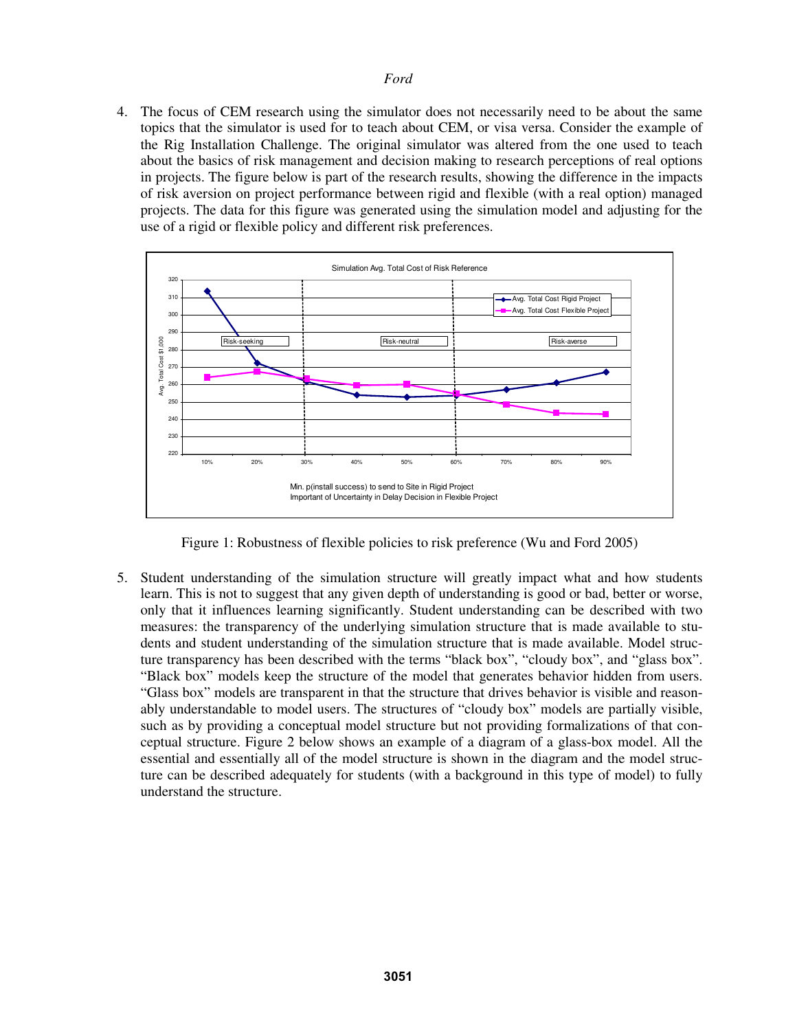4. The focus of CEM research using the simulator does not necessarily need to be about the same topics that the simulator is used for to teach about CEM, or visa versa. Consider the example of the Rig Installation Challenge. The original simulator was altered from the one used to teach about the basics of risk management and decision making to research perceptions of real options in projects. The figure below is part of the research results, showing the difference in the impacts of risk aversion on project performance between rigid and flexible (with a real option) managed projects. The data for this figure was generated using the simulation model and adjusting for the use of a rigid or flexible policy and different risk preferences.

Simulation Avg. Total Cost of Risk Reference

Avg. Total Cost $1,000

320
310
300
290
280
270
260
250
240
230
220

10% 20% 30% 40% 50% 60% 70% 80% 90%

Risk-seeking
Risk-neutral
Risk-averse

Avg. Total Cost Rigid Project
Avg. Total Cost Flexible Project

Min. p(install success) to send to Site in Rigid Project
Important of Uncertainty in Delay Decision in Flexible Project

Figure 1: Robustness of flexible policies to risk preference (Wu and Ford 2005)

5. Student understanding of the simulation structure will greatly impact what and how students learn. This is not to suggest that any given depth of understanding is good or bad, better or worse, only that it influences learning significantly. Student understanding can be described with two measures: the transparency of the underlying simulation structure that is made available to students and student understanding of the simulation structure that is made available. Model structure transparency has been described with the terms "black box", "cloudy box", and "glass box". "Black box" models keep the structure of the model that generates behavior hidden from users. "Glass box" models are transparent in that the structure that drives behavior is visible and reasonably understandable to model users. The structures of "cloudy box" models are partially visible, such as by providing a conceptual model structure but not providing formalizations of that conceptual structure. Figure 2 below shows an example of a diagram of a glass-box model. All the essential and essentially all of the model structure is shown in the diagram and the model structure can be described adequately for students (with a background in this type of model) to fully understand the structure.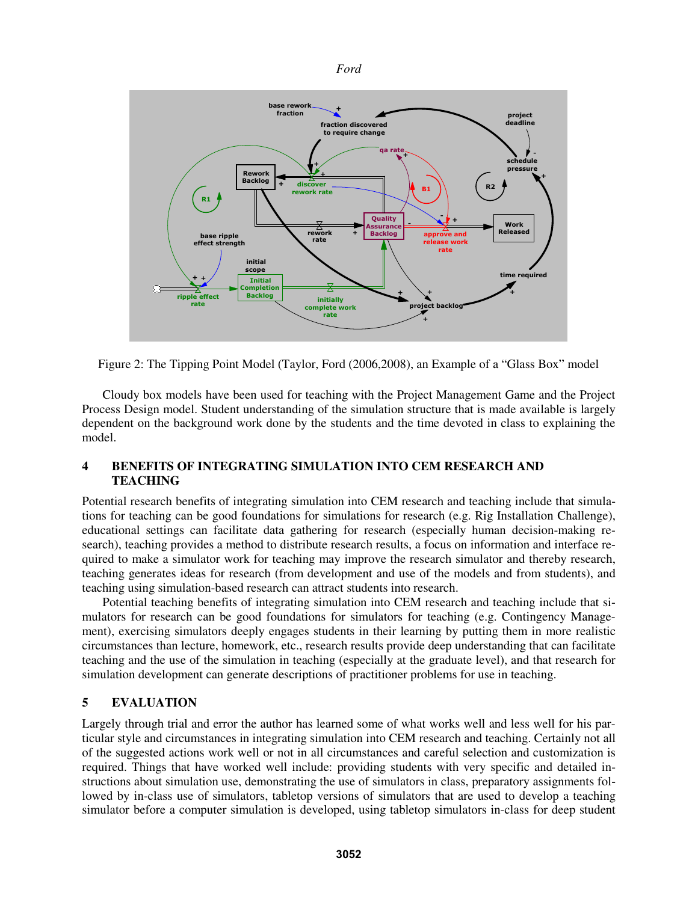base rework fraction

fraction discovered to require change

project deadline

schedule pressure

qa rate

Rework Backlog

discover rework rate

R1

B1

R2

Quality Assurance Backlog

approve and release work rate

Work Released

rework rate

base ripple effect strength

initial scope

Initial Completion Backlog

ripple effect rate

initially complete work rate

project backlog

time required

Figure 2: The Tipping Point Model (Taylor, Ford (2006,2008), an Example of a "Glass Box" model

Cloudy box models have been used for teaching with the Project Management Game and the Project Process Design model. Student understanding of the simulation structure that is made available is largely dependent on the background work done by the students and the time devoted in class to explaining the model.

## 4 BENEFITS OF INTEGRATING SIMULATION INTO CEM RESEARCH AND TEACHING

Potential research benefits of integrating simulation into CEM research and teaching include that simulations for teaching can be good foundations for simulations for research (e.g. Rig Installation Challenge), educational settings can facilitate data gathering for research (especially human decision-making research), teaching provides a method to distribute research results, a focus on information and interface required to make a simulator work for teaching may improve the research simulator and thereby research, teaching generates ideas for research (from development and use of the models and from students), and teaching using simulation-based research can attract students into research.

Potential teaching benefits of integrating simulation into CEM research and teaching include that simulators for research can be good foundations for simulators for teaching (e.g. Contingency Management), exercising simulators deeply engages students in their learning by putting them in more realistic circumstances than lecture, homework, etc., research results provide deep understanding that can facilitate teaching and the use of the simulation in teaching (especially at the graduate level), and that research for simulation development can generate descriptions of practitioner problems for use in teaching.

## 5 EVALUATION

Largely through trial and error the author has learned some of what works well and less well for his particular style and circumstances in integrating simulation into CEM research and teaching. Certainly not all of the suggested actions work well or not in all circumstances and careful selection and customization is required. Things that have worked well include: providing students with very specific and detailed instructions about simulation use, demonstrating the use of simulators in class, preparatory assignments followed by in-class use of simulators, tabletop versions of simulators that are used to develop a teaching simulator before a computer simulation is developed, using tabletop simulators in-class for deep student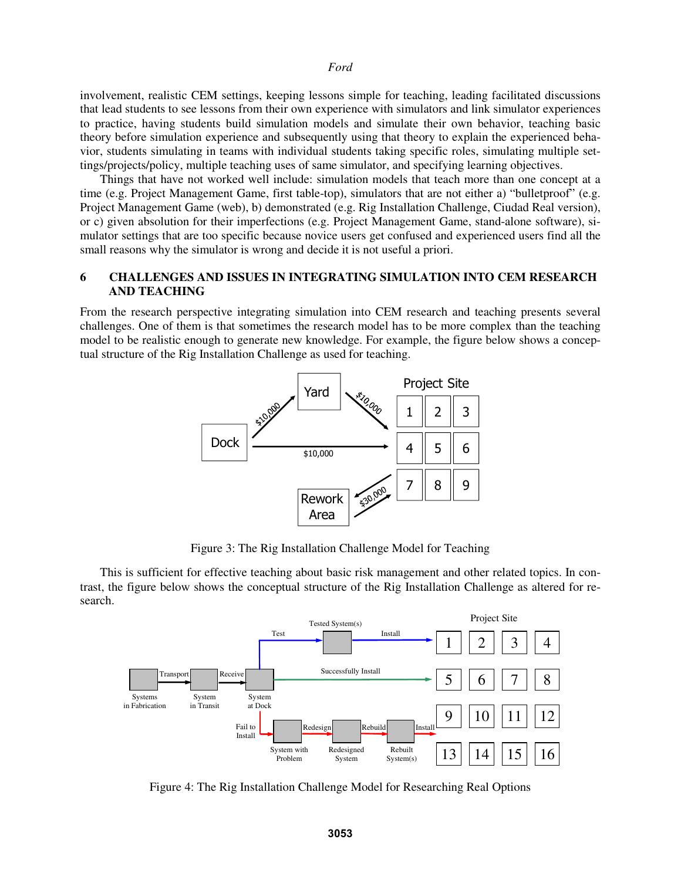involvement, realistic CEM settings, keeping lessons simple for teaching, leading facilitated discussions that lead students to see lessons from their own experience with simulators and link simulator experiences to practice, having students build simulation models and simulate their own behavior, teaching basic theory before simulation experience and subsequently using that theory to explain the experienced behavior, students simulating in teams with individual students taking specific roles, simulating multiple settings/projects/policy, multiple teaching uses of same simulator, and specifying learning objectives.

Things that have not worked well include: simulation models that teach more than one concept at a time (e.g. Project Management Game, first table-top), simulators that are not either a) "bulletproof" (e.g. Project Management Game (web), b) demonstrated (e.g. Rig Installation Challenge, Ciudad Real version), or c) given absolution for their imperfections (e.g. Project Management Game, stand-alone software), simulator settings that are too specific because novice users get confused and experienced users find all the small reasons why the simulator is wrong and decide it is not useful a priori.

## 6 CHALLENGES AND ISSUES IN INTEGRATING SIMULATION INTO CEM RESEARCH AND TEACHING

From the research perspective integrating simulation into CEM research and teaching presents several challenges. One of them is that sometimes the research model has to be more complex than the teaching model to be realistic enough to generate new knowledge. For example, the figure below shows a conceptual structure of the Rig Installation Challenge as used for teaching.

Yard
Project Site
Dock
$10,000
$10,000
$10,000
$30,000
Rework Area
1 2 3
4 5 6
7 8 9

Figure 3: The Rig Installation Challenge Model for Teaching

This is sufficient for effective teaching about basic risk management and other related topics. In contrast, the figure below shows the conceptual structure of the Rig Installation Challenge as altered for research.

Tested System(s)
Project Site
Test
Install
Transport
Receive
Successfully Install
Systems in Fabrication
System in Transit
System at Dock
Fail to Install
Redesign
Rebuild
Install
System with Problem
Redesigned System
Rebuilt System(s)
1 2 3 4
5 6 7 8
9 10 11 12
13 14 15 16

Figure 4: The Rig Installation Challenge Model for Researching Real Options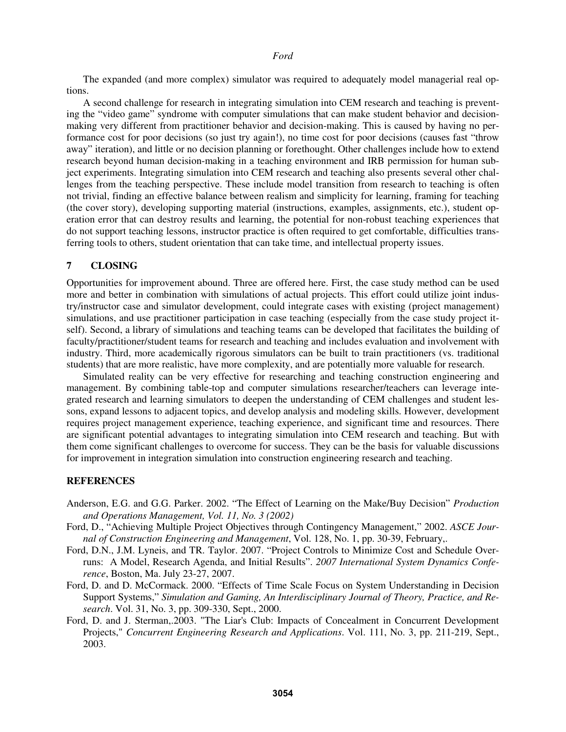The expanded (and more complex) simulator was required to adequately model managerial real options.

A second challenge for research in integrating simulation into CEM research and teaching is preventing the "video game" syndrome with computer simulations that can make student behavior and decision-making very different from practitioner behavior and decision-making. This is caused by having no performance cost for poor decisions (so just try again!), no time cost for poor decisions (causes fast "throw away" iteration), and little or no decision planning or forethought. Other challenges include how to extend research beyond human decision-making in a teaching environment and IRB permission for human subject experiments. Integrating simulation into CEM research and teaching also presents several other challenges from the teaching perspective. These include model transition from research to teaching is often not trivial, finding an effective balance between realism and simplicity for learning, framing for teaching (the cover story), developing supporting material (instructions, examples, assignments, etc.), student operation error that can destroy results and learning, the potential for non-robust teaching experiences that do not support teaching lessons, instructor practice is often required to get comfortable, difficulties transferring tools to others, student orientation that can take time, and intellectual property issues.

## 7 CLOSING

Opportunities for improvement abound. Three are offered here. First, the case study method can be used more and better in combination with simulations of actual projects. This effort could utilize joint industry/instructor case and simulator development, could integrate cases with existing (project management) simulations, and use practitioner participation in case teaching (especially from the case study project itself). Second, a library of simulations and teaching teams can be developed that facilitates the building of faculty/practitioner/student teams for research and teaching and includes evaluation and involvement with industry. Third, more academically rigorous simulators can be built to train practitioners (vs. traditional students) that are more realistic, have more complexity, and are potentially more valuable for research.

Simulated reality can be very effective for researching and teaching construction engineering and management. By combining table-top and computer simulations researcher/teachers can leverage integrated research and learning simulators to deepen the understanding of CEM challenges and student lessons, expand lessons to adjacent topics, and develop analysis and modeling skills. However, development requires project management experience, teaching experience, and significant time and resources. There are significant potential advantages to integrating simulation into CEM research and teaching. But with them come significant challenges to overcome for success. They can be the basis for valuable discussions for improvement in integration simulation into construction engineering research and teaching.

## REFERENCES

Anderson, E.G. and G.G. Parker. 2002. "The Effect of Learning on the Make/Buy Decision" *Production and Operations Management, Vol. 11, No. 3 (2002)*

Ford, D., "Achieving Multiple Project Objectives through Contingency Management," 2002. *ASCE Journal of Construction Engineering and Management*, Vol. 128, No. 1, pp. 30-39, February,.

Ford, D.N., J.M. Lyneis, and TR. Taylor. 2007. "Project Controls to Minimize Cost and Schedule Overruns: A Model, Research Agenda, and Initial Results". *2007 International System Dynamics Conference*, Boston, Ma. July 23-27, 2007.

Ford, D. and D. McCormack. 2000. "Effects of Time Scale Focus on System Understanding in Decision Support Systems," *Simulation and Gaming, An Interdisciplinary Journal of Theory, Practice, and Research*. Vol. 31, No. 3, pp. 309-330, Sept., 2000.

Ford, D. and J. Sterman,.2003. "The Liar's Club: Impacts of Concealment in Concurrent Development Projects," *Concurrent Engineering Research and Applications*. Vol. 111, No. 3, pp. 211-219, Sept., 2003.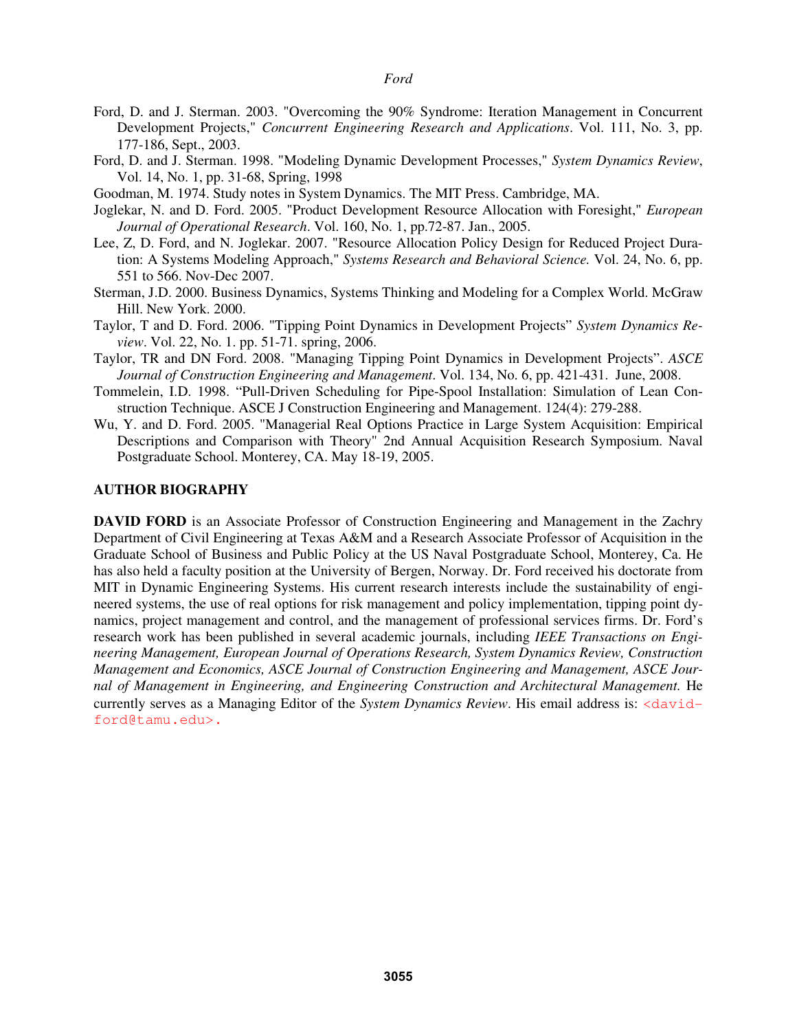Ford, D. and J. Sterman. 2003. "Overcoming the 90% Syndrome: Iteration Management in Concurrent Development Projects," *Concurrent Engineering Research and Applications*. Vol. 111, No. 3, pp. 177-186, Sept., 2003.

Ford, D. and J. Sterman. 1998. "Modeling Dynamic Development Processes," *System Dynamics Review*, Vol. 14, No. 1, pp. 31-68, Spring, 1998

Goodman, M. 1974. Study notes in System Dynamics. The MIT Press. Cambridge, MA.

Joglekar, N. and D. Ford. 2005. "Product Development Resource Allocation with Foresight," *European Journal of Operational Research*. Vol. 160, No. 1, pp.72-87. Jan., 2005.

Lee, Z, D. Ford, and N. Joglekar. 2007. "Resource Allocation Policy Design for Reduced Project Duration: A Systems Modeling Approach," *Systems Research and Behavioral Science.* Vol. 24, No. 6, pp. 551 to 566. Nov-Dec 2007.

Sterman, J.D. 2000. Business Dynamics, Systems Thinking and Modeling for a Complex World. McGraw Hill. New York. 2000.

Taylor, T and D. Ford. 2006. "Tipping Point Dynamics in Development Projects" *System Dynamics Review*. Vol. 22, No. 1. pp. 51-71. spring, 2006.

Taylor, TR and DN Ford. 2008. "Managing Tipping Point Dynamics in Development Projects". *ASCE Journal of Construction Engineering and Management*. Vol. 134, No. 6, pp. 421-431. June, 2008.

Tommelein, I.D. 1998. "Pull-Driven Scheduling for Pipe-Spool Installation: Simulation of Lean Construction Technique. ASCE J Construction Engineering and Management. 124(4): 279-288.

Wu, Y. and D. Ford. 2005. "Managerial Real Options Practice in Large System Acquisition: Empirical Descriptions and Comparison with Theory" 2nd Annual Acquisition Research Symposium. Naval Postgraduate School. Monterey, CA. May 18-19, 2005.

## AUTHOR BIOGRAPHY

**DAVID FORD** is an Associate Professor of Construction Engineering and Management in the Zachry Department of Civil Engineering at Texas A&M and a Research Associate Professor of Acquisition in the Graduate School of Business and Public Policy at the US Naval Postgraduate School, Monterey, Ca. He has also held a faculty position at the University of Bergen, Norway. Dr. Ford received his doctorate from MIT in Dynamic Engineering Systems. His current research interests include the sustainability of engineered systems, the use of real options for risk management and policy implementation, tipping point dynamics, project management and control, and the management of professional services firms. Dr. Ford's research work has been published in several academic journals, including *IEEE Transactions on Engineering Management, European Journal of Operations Research, System Dynamics Review, Construction Management and Economics, ASCE Journal of Construction Engineering and Management, ASCE Journal of Management in Engineering, and Engineering Construction and Architectural Management.* He currently serves as a Managing Editor of the *System Dynamics Review*. His email address is: <davidford@tamu.edu>.